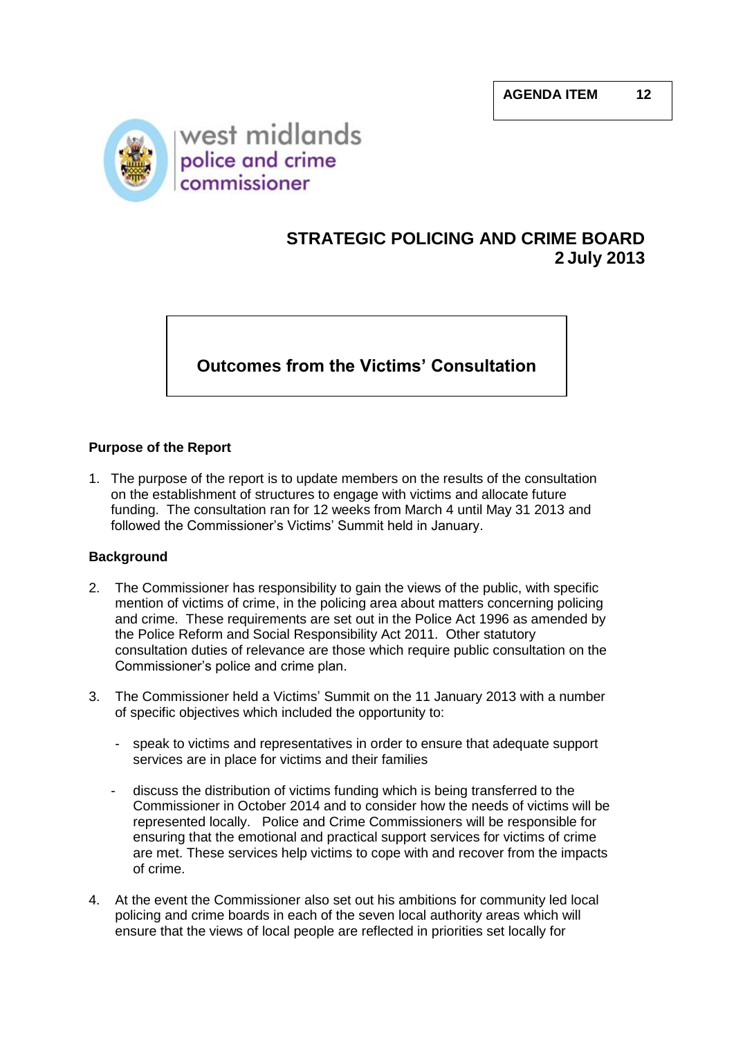AGENDA ITEM 12

west midlands
police and crime
commissioner

# STRATEGIC POLICING AND CRIME BOARD
## 2 July 2013

## Outcomes from the Victims' Consultation

### Purpose of the Report

1. The purpose of the report is to update members on the results of the consultation on the establishment of structures to engage with victims and allocate future funding. The consultation ran for 12 weeks from March 4 until May 31 2013 and followed the Commissioner's Victims' Summit held in January.

### Background

2. The Commissioner has responsibility to gain the views of the public, with specific mention of victims of crime, in the policing area about matters concerning policing and crime. These requirements are set out in the Police Act 1996 as amended by the Police Reform and Social Responsibility Act 2011. Other statutory consultation duties of relevance are those which require public consultation on the Commissioner's police and crime plan.

3. The Commissioner held a Victims' Summit on the 11 January 2013 with a number of specific objectives which included the opportunity to:

   - speak to victims and representatives in order to ensure that adequate support services are in place for victims and their families

   - discuss the distribution of victims funding which is being transferred to the Commissioner in October 2014 and to consider how the needs of victims will be represented locally. Police and Crime Commissioners will be responsible for ensuring that the emotional and practical support services for victims of crime are met. These services help victims to cope with and recover from the impacts of crime.

4. At the event the Commissioner also set out his ambitions for community led local policing and crime boards in each of the seven local authority areas which will ensure that the views of local people are reflected in priorities set locally for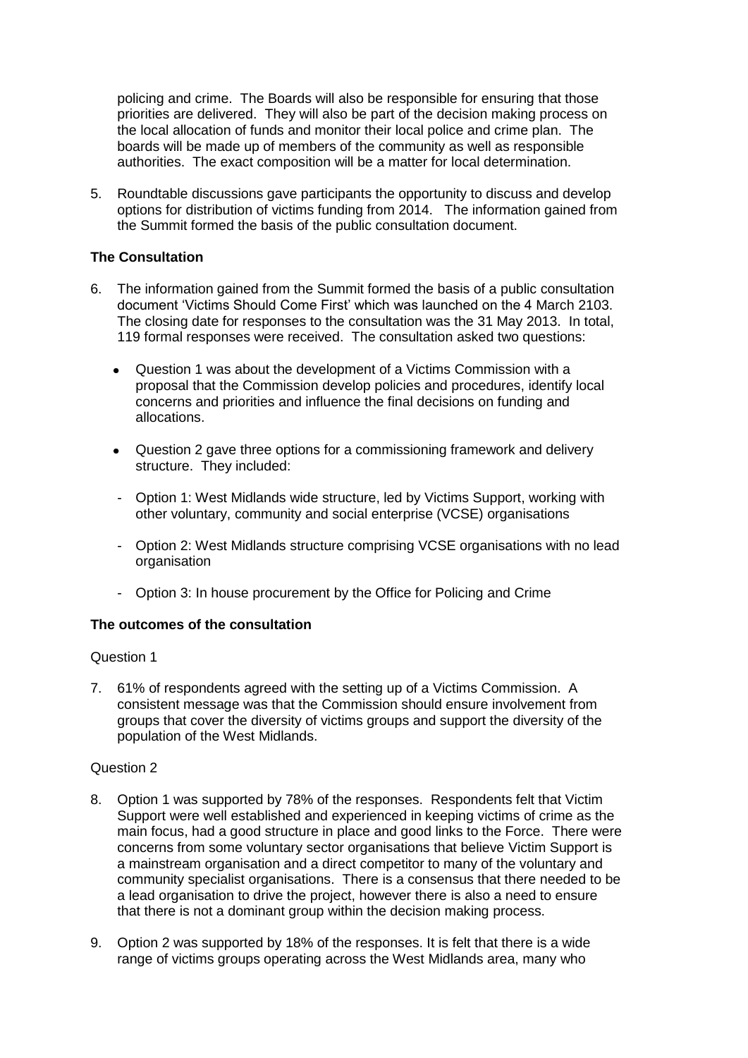policing and crime. The Boards will also be responsible for ensuring that those priorities are delivered. They will also be part of the decision making process on the local allocation of funds and monitor their local police and crime plan. The boards will be made up of members of the community as well as responsible authorities. The exact composition will be a matter for local determination.

5. Roundtable discussions gave participants the opportunity to discuss and develop options for distribution of victims funding from 2014. The information gained from the Summit formed the basis of the public consultation document.

**The Consultation**

6. The information gained from the Summit formed the basis of a public consultation document 'Victims Should Come First' which was launched on the 4 March 2103. The closing date for responses to the consultation was the 31 May 2013. In total, 119 formal responses were received. The consultation asked two questions:

   - Question 1 was about the development of a Victims Commission with a proposal that the Commission develop policies and procedures, identify local concerns and priorities and influence the final decisions on funding and allocations.

   - Question 2 gave three options for a commissioning framework and delivery structure. They included:

     - Option 1: West Midlands wide structure, led by Victims Support, working with other voluntary, community and social enterprise (VCSE) organisations

     - Option 2: West Midlands structure comprising VCSE organisations with no lead organisation

     - Option 3: In house procurement by the Office for Policing and Crime

**The outcomes of the consultation**

Question 1

7. 61% of respondents agreed with the setting up of a Victims Commission. A consistent message was that the Commission should ensure involvement from groups that cover the diversity of victims groups and support the diversity of the population of the West Midlands.

Question 2

8. Option 1 was supported by 78% of the responses. Respondents felt that Victim Support were well established and experienced in keeping victims of crime as the main focus, had a good structure in place and good links to the Force. There were concerns from some voluntary sector organisations that believe Victim Support is a mainstream organisation and a direct competitor to many of the voluntary and community specialist organisations. There is a consensus that there needed to be a lead organisation to drive the project, however there is also a need to ensure that there is not a dominant group within the decision making process.

9. Option 2 was supported by 18% of the responses. It is felt that there is a wide range of victims groups operating across the West Midlands area, many who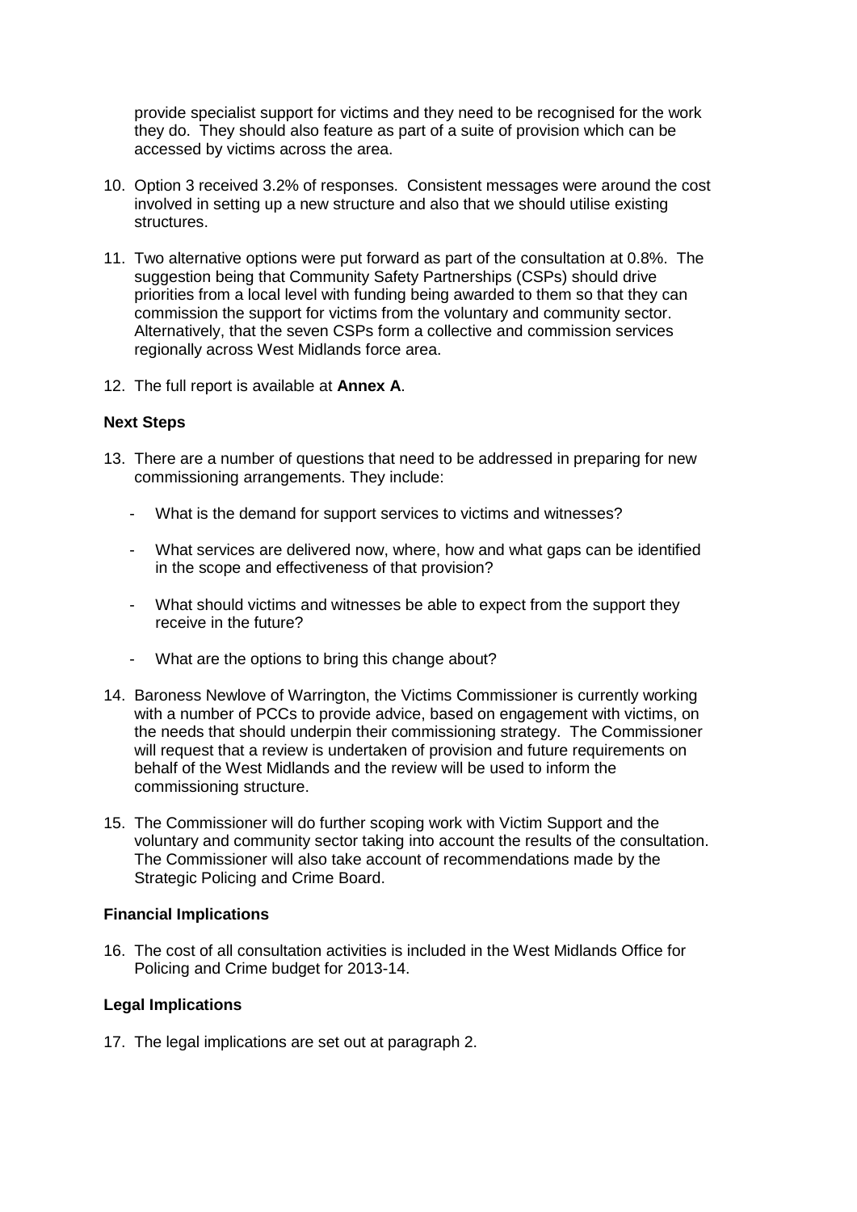provide specialist support for victims and they need to be recognised for the work they do. They should also feature as part of a suite of provision which can be accessed by victims across the area.

10. Option 3 received 3.2% of responses. Consistent messages were around the cost involved in setting up a new structure and also that we should utilise existing structures.

11. Two alternative options were put forward as part of the consultation at 0.8%. The suggestion being that Community Safety Partnerships (CSPs) should drive priorities from a local level with funding being awarded to them so that they can commission the support for victims from the voluntary and community sector. Alternatively, that the seven CSPs form a collective and commission services regionally across West Midlands force area.

12. The full report is available at **Annex A**.

**Next Steps**

13. There are a number of questions that need to be addressed in preparing for new commissioning arrangements. They include:

    - What is the demand for support services to victims and witnesses?
    - What services are delivered now, where, how and what gaps can be identified in the scope and effectiveness of that provision?
    - What should victims and witnesses be able to expect from the support they receive in the future?
    - What are the options to bring this change about?

14. Baroness Newlove of Warrington, the Victims Commissioner is currently working with a number of PCCs to provide advice, based on engagement with victims, on the needs that should underpin their commissioning strategy. The Commissioner will request that a review is undertaken of provision and future requirements on behalf of the West Midlands and the review will be used to inform the commissioning structure.

15. The Commissioner will do further scoping work with Victim Support and the voluntary and community sector taking into account the results of the consultation. The Commissioner will also take account of recommendations made by the Strategic Policing and Crime Board.

**Financial Implications**

16. The cost of all consultation activities is included in the West Midlands Office for Policing and Crime budget for 2013-14.

**Legal Implications**

17. The legal implications are set out at paragraph 2.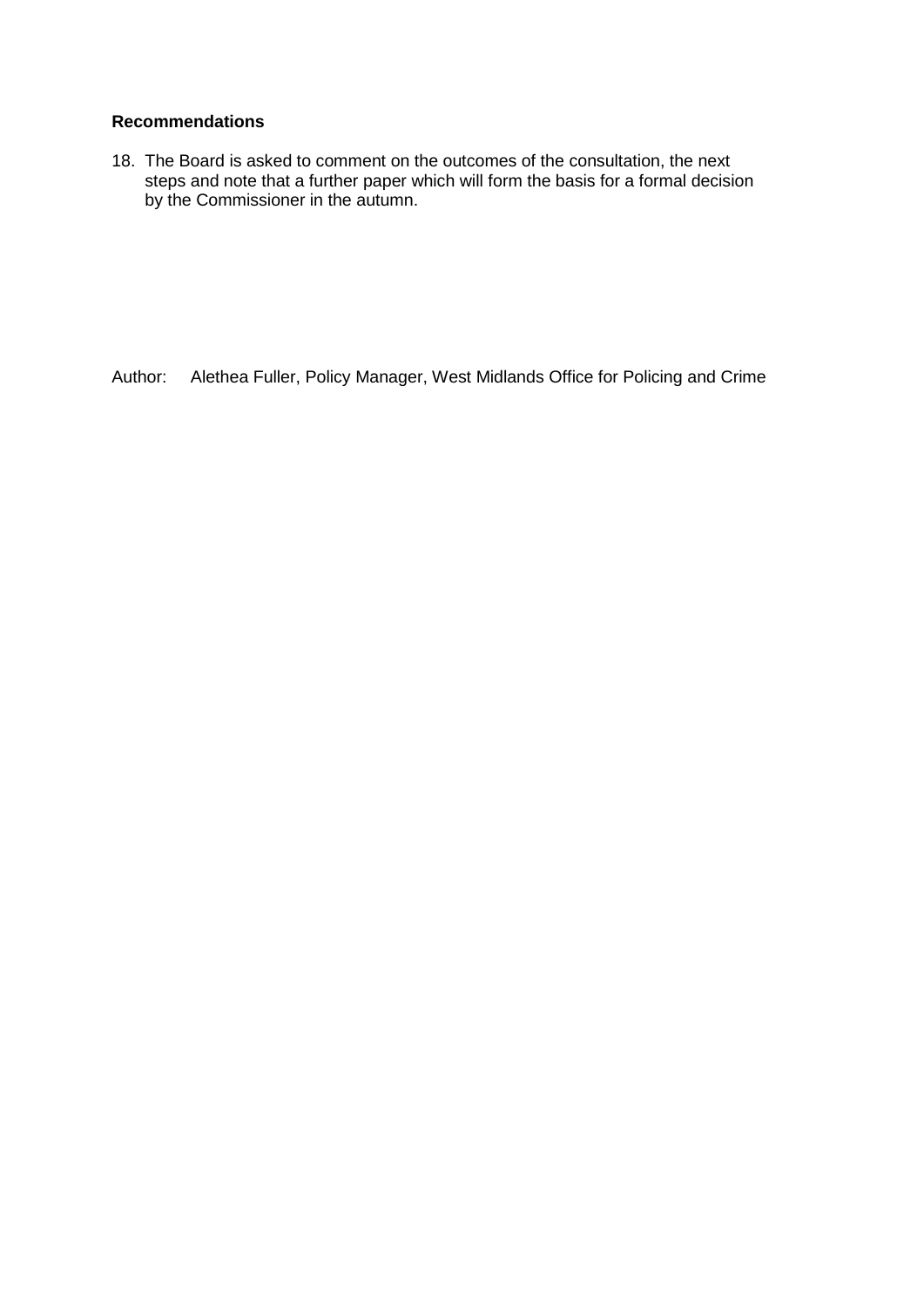## Recommendations

18. The Board is asked to comment on the outcomes of the consultation, the next steps and note that a further paper which will form the basis for a formal decision by the Commissioner in the autumn.

Author: Alethea Fuller, Policy Manager, West Midlands Office for Policing and Crime